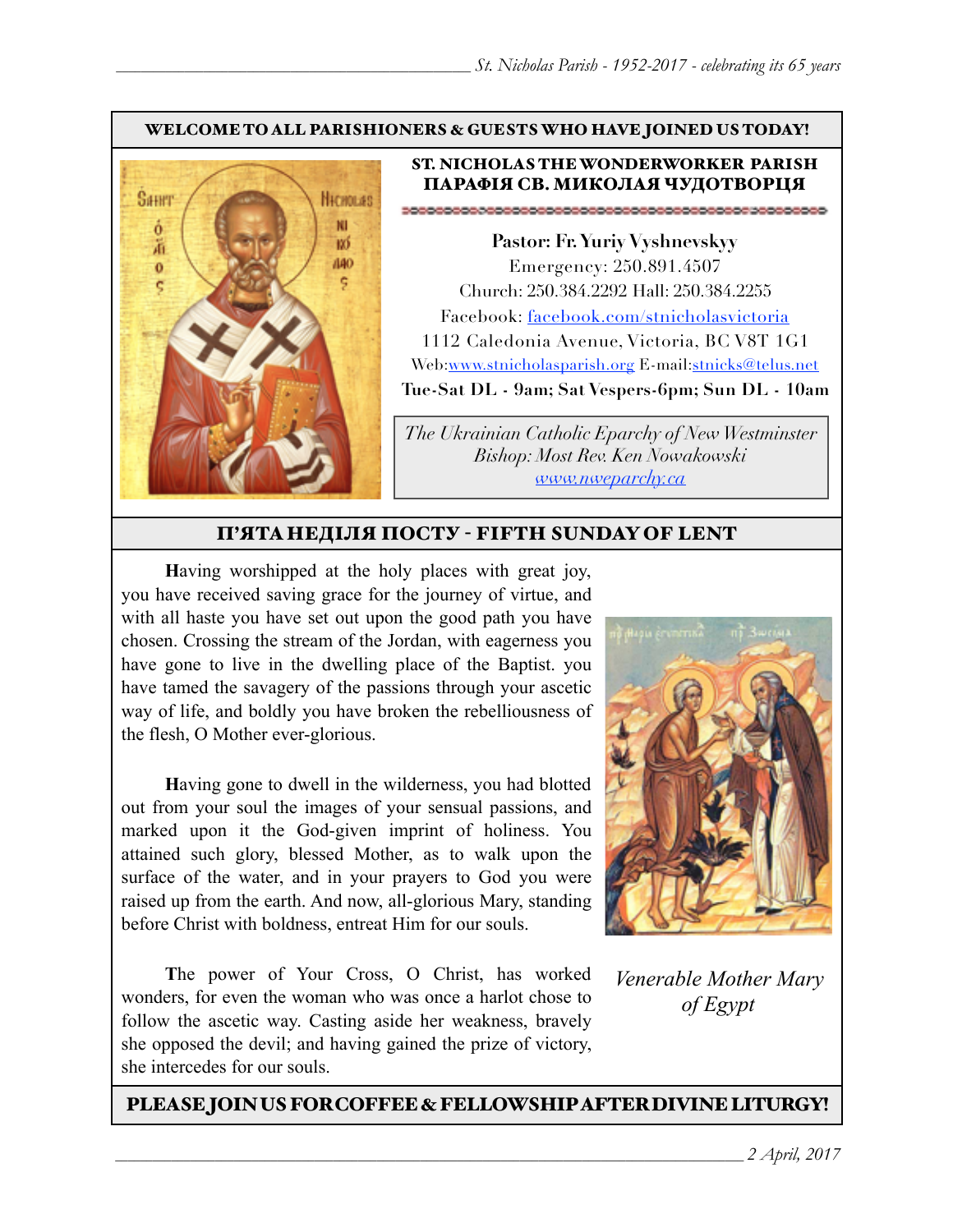**WELCOME TO ALL PARISHIONERS & GUESTS WHO HAVE JOINED US TODAY!**

**ST. NICHOLAS THE WONDERWORKER PARISH**
**ПАРАФІЯ СВ. МИКОЛАЯ ЧУДОТВОРЦЯ**

**Pastor: Fr. Yuriy Vyshnevskyy**
Emergency: 250.891.4507
Church: 250.384.2292 Hall: 250.384.2255
Facebook: facebook.com/stnicholasvictoria
1112 Caledonia Avenue, Victoria, BC V8T 1G1
Web:www.stnicholasparish.org E-mail:stnicks@telus.net
**Tue-Sat DL - 9am; Sat Vespers-6pm; Sun DL - 10am**

*The Ukrainian Catholic Eparchy of New Westminster*
*Bishop: Most Rev. Ken Nowakowski*
*www.nweparchy.ca*

## П'ЯТА НЕДІЛЯ ПОСТУ - FIFTH SUNDAY OF LENT

**H**aving worshipped at the holy places with great joy, you have received saving grace for the journey of virtue, and with all haste you have set out upon the good path you have chosen. Crossing the stream of the Jordan, with eagerness you have gone to live in the dwelling place of the Baptist. you have tamed the savagery of the passions through your ascetic way of life, and boldly you have broken the rebelliousness of the flesh, O Mother ever-glorious.

**H**aving gone to dwell in the wilderness, you had blotted out from your soul the images of your sensual passions, and marked upon it the God-given imprint of holiness. You attained such glory, blessed Mother, as to walk upon the surface of the water, and in your prayers to God you were raised up from the earth. And now, all-glorious Mary, standing before Christ with boldness, entreat Him for our souls.

**T**he power of Your Cross, O Christ, has worked wonders, for even the woman who was once a harlot chose to follow the ascetic way. Casting aside her weakness, bravely she opposed the devil; and having gained the prize of victory, she intercedes for our souls.

*Venerable Mother Mary of Egypt*

**PLEASE JOIN US FOR COFFEE & FELLOWSHIP AFTER DIVINE LITURGY!**

*2 April, 2017*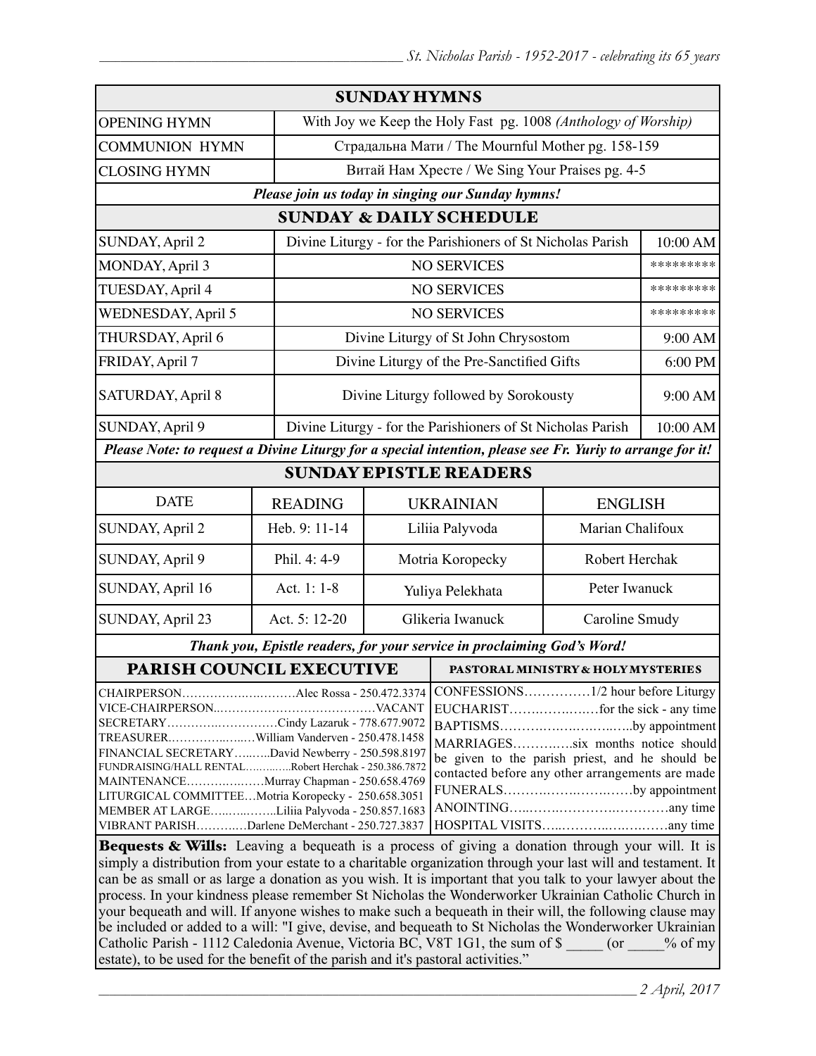## SUNDAY HYMNS

| | |
|---|---|
| OPENING HYMN | With Joy we Keep the Holy Fast pg. 1008 *(Anthology of Worship)* |
| COMMUNION HYMN | Страдальна Мати / The Mournful Mother pg. 158-159 |
| CLOSING HYMN | Витай Нам Хресте / We Sing Your Praises pg. 4-5 |

***Please join us today in singing our Sunday hymns!***

## SUNDAY & DAILY SCHEDULE

| | | |
|---|---|---|
| SUNDAY, April 2 | Divine Liturgy - for the Parishioners of St Nicholas Parish | 10:00 AM |
| MONDAY, April 3 | NO SERVICES | ********* |
| TUESDAY, April 4 | NO SERVICES | ********* |
| WEDNESDAY, April 5 | NO SERVICES | ********* |
| THURSDAY, April 6 | Divine Liturgy of St John Chrysostom | 9:00 AM |
| FRIDAY, April 7 | Divine Liturgy of the Pre-Sanctified Gifts | 6:00 PM |
| SATURDAY, April 8 | Divine Liturgy followed by Sorokousty | 9:00 AM |
| SUNDAY, April 9 | Divine Liturgy - for the Parishioners of St Nicholas Parish | 10:00 AM |

***Please Note: to request a Divine Liturgy for a special intention, please see Fr. Yuriy to arrange for it!***

## SUNDAY EPISTLE READERS

| DATE | READING | UKRAINIAN | ENGLISH |
|---|---|---|---|
| SUNDAY, April 2 | Heb. 9: 11-14 | Liliia Palyvoda | Marian Chalifoux |
| SUNDAY, April 9 | Phil. 4: 4-9 | Motria Koropecky | Robert Herchak |
| SUNDAY, April 16 | Act. 1: 1-8 | Yuliya Pelekhata | Peter Iwanuck |
| SUNDAY, April 23 | Act. 5: 12-20 | Glikeria Iwanuck | Caroline Smudy |

***Thank you, Epistle readers, for your service in proclaiming God's Word!***

## PARISH COUNCIL EXECUTIVE

CHAIRPERSON………………………Alec Rossa - 250.472.3374
VICE-CHAIRPERSON……………………………………VACANT
SECRETARY………………………Cindy Lazaruk - 778.677.9072
TREASURER………………William Vanderven - 250.478.1458
FINANCIAL SECRETARY………David Newberry - 250.598.8197
FUNDRAISING/HALL RENTAL…………Robert Herchak - 250.386.7872
MAINTENANCE………………Murray Chapman - 250.658.4769
LITURGICAL COMMITTEE…Motria Koropecky - 250.658.3051
MEMBER AT LARGE……………Liliia Palyvoda - 250.857.1683
VIBRANT PARISH…………Darlene DeMerchant - 250.727.3837

## PASTORAL MINISTRY & HOLY MYSTERIES

CONFESSIONS……………1/2 hour before Liturgy
EUCHARIST………………for the sick - any time
BAPTISMS…………………………by appointment
MARRIAGES…………six months notice should be given to the parish priest, and he should be contacted before any other arrangements are made
FUNERALS……………………………by appointment
ANOINTING…………………………………any time
HOSPITAL VISITS……………………………any time

**Bequests & Wills:** Leaving a bequeath is a process of giving a donation through your will. It is simply a distribution from your estate to a charitable organization through your last will and testament. It can be as small or as large a donation as you wish. It is important that you talk to your lawyer about the process. In your kindness please remember St Nicholas the Wonderworker Ukrainian Catholic Church in your bequeath and will. If anyone wishes to make such a bequeath in their will, the following clause may be included or added to a will: "I give, devise, and bequeath to St Nicholas the Wonderworker Ukrainian Catholic Parish - 1112 Caledonia Avenue, Victoria BC, V8T 1G1, the sum of $ _____ (or _____% of my estate), to be used for the benefit of the parish and it's pastoral activities."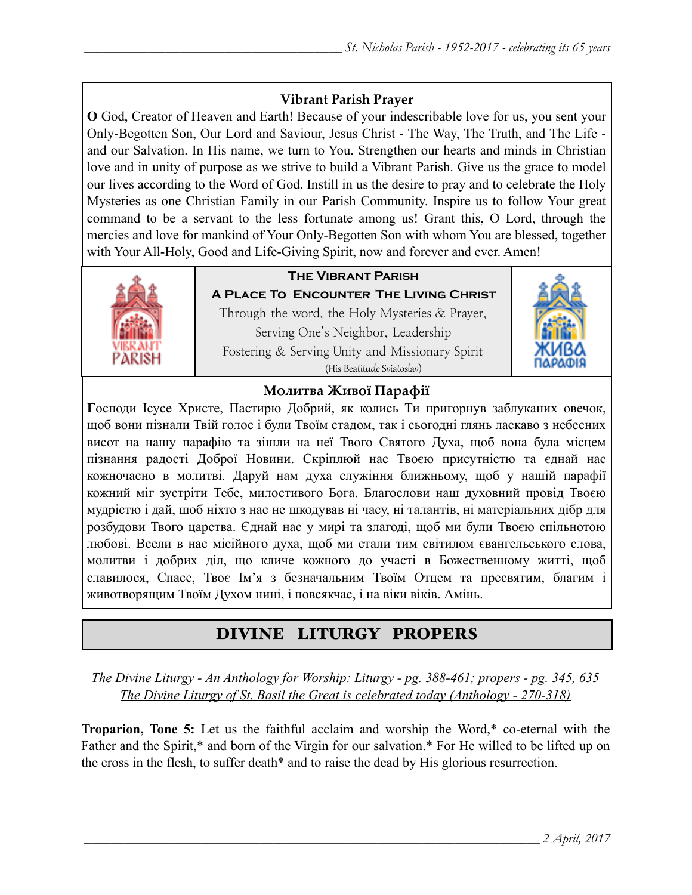### Vibrant Parish Prayer

**O** God, Creator of Heaven and Earth! Because of your indescribable love for us, you sent your Only-Begotten Son, Our Lord and Saviour, Jesus Christ - The Way, The Truth, and The Life - and our Salvation. In His name, we turn to You. Strengthen our hearts and minds in Christian love and in unity of purpose as we strive to build a Vibrant Parish. Give us the grace to model our lives according to the Word of God. Instill in us the desire to pray and to celebrate the Holy Mysteries as one Christian Family in our Parish Community. Inspire us to follow Your great command to be a servant to the less fortunate among us! Grant this, O Lord, through the mercies and love for mankind of Your Only-Begotten Son with whom You are blessed, together with Your All-Holy, Good and Life-Giving Spirit, now and forever and ever. Amen!

VIBRANT PARISH

**THE VIBRANT PARISH**

**A PLACE TO ENCOUNTER THE LIVING CHRIST**

Through the word, the Holy Mysteries & Prayer,
Serving One's Neighbor, Leadership
Fostering & Serving Unity and Missionary Spirit
(His Beatitude Sviatoslav)

ЖИВА ПАРАФІЯ

### Молитва Живої Парафії

**Г**осподи Ісусе Христе, Пастирю Добрий, як колись Ти пригорнув заблуканих овечок, щоб вони пізнали Твій голос і були Твоїм стадом, так і сьогодні глянь ласкаво з небесних висот на нашу парафію та зішли на неї Твого Святого Духа, щоб вона була місцем пізнання радості Доброї Новини. Скріплюй нас Твоєю присутністю та єднай нас кожночасно в молитві. Даруй нам духа служіння ближньому, щоб у нашій парафії кожний міг зустріти Тебе, милостивого Бога. Благослови наш духовний провід Твоєю мудрістю і дай, щоб ніхто з нас не шкодував ні часу, ні талантів, ні матеріальних дібр для розбудови Твого царства. Єднай нас у мирі та злагоді, щоб ми були Твоєю спільнотою любові. Всели в нас місійного духа, щоб ми стали тим світилом євангельського слова, молитви і добрих діл, що кличе кожного до участі в Божественному житті, щоб славилося, Спасе, Твоє Ім'я з безначальним Твоїм Отцем та пресвятим, благим і животворящим Твоїм Духом нині, і повсякчас, і на віки віків. Амінь.

## DIVINE LITURGY PROPERS

*The Divine Liturgy - An Anthology for Worship: Liturgy - pg. 388-461; propers - pg. 345, 635*
*The Divine Liturgy of St. Basil the Great is celebrated today (Anthology - 270-318)*

**Troparion, Tone 5:** Let us the faithful acclaim and worship the Word,* co-eternal with the Father and the Spirit,* and born of the Virgin for our salvation.* For He willed to be lifted up on the cross in the flesh, to suffer death* and to raise the dead by His glorious resurrection.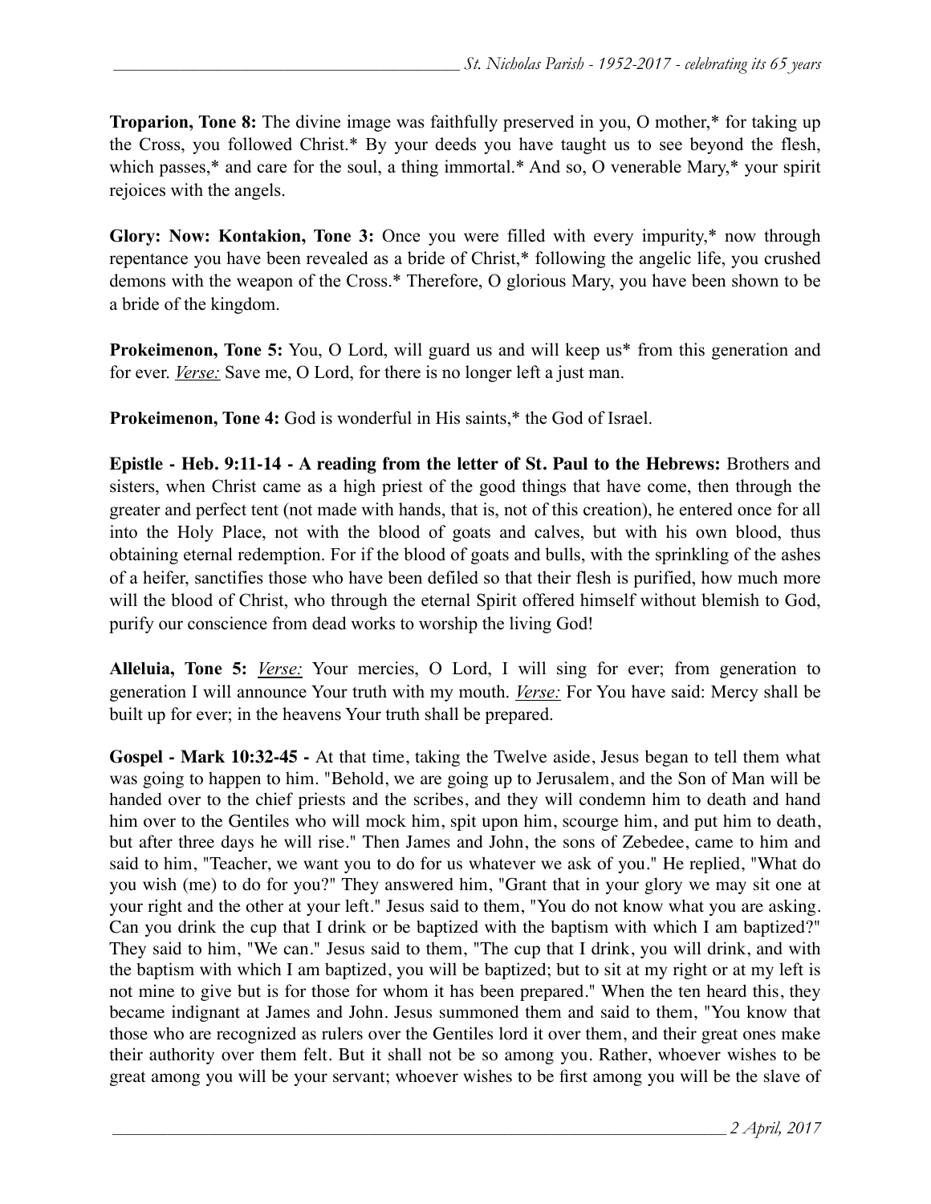**Troparion, Tone 8:** The divine image was faithfully preserved in you, O mother,* for taking up the Cross, you followed Christ.* By your deeds you have taught us to see beyond the flesh, which passes,* and care for the soul, a thing immortal.* And so, O venerable Mary,* your spirit rejoices with the angels.

**Glory: Now: Kontakion, Tone 3:** Once you were filled with every impurity,* now through repentance you have been revealed as a bride of Christ,* following the angelic life, you crushed demons with the weapon of the Cross.* Therefore, O glorious Mary, you have been shown to be a bride of the kingdom.

**Prokeimenon, Tone 5:** You, O Lord, will guard us and will keep us* from this generation and for ever. *<u>Verse:</u>* Save me, O Lord, for there is no longer left a just man.

**Prokeimenon, Tone 4:** God is wonderful in His saints,* the God of Israel.

**Epistle - Heb. 9:11-14 - A reading from the letter of St. Paul to the Hebrews:** Brothers and sisters, when Christ came as a high priest of the good things that have come, then through the greater and perfect tent (not made with hands, that is, not of this creation), he entered once for all into the Holy Place, not with the blood of goats and calves, but with his own blood, thus obtaining eternal redemption. For if the blood of goats and bulls, with the sprinkling of the ashes of a heifer, sanctifies those who have been defiled so that their flesh is purified, how much more will the blood of Christ, who through the eternal Spirit offered himself without blemish to God, purify our conscience from dead works to worship the living God!

**Alleluia, Tone 5:** *<u>Verse:</u>* Your mercies, O Lord, I will sing for ever; from generation to generation I will announce Your truth with my mouth. *<u>Verse:</u>* For You have said: Mercy shall be built up for ever; in the heavens Your truth shall be prepared.

**Gospel - Mark 10:32-45 -** At that time, taking the Twelve aside, Jesus began to tell them what was going to happen to him. "Behold, we are going up to Jerusalem, and the Son of Man will be handed over to the chief priests and the scribes, and they will condemn him to death and hand him over to the Gentiles who will mock him, spit upon him, scourge him, and put him to death, but after three days he will rise." Then James and John, the sons of Zebedee, came to him and said to him, "Teacher, we want you to do for us whatever we ask of you." He replied, "What do you wish (me) to do for you?" They answered him, "Grant that in your glory we may sit one at your right and the other at your left." Jesus said to them, "You do not know what you are asking. Can you drink the cup that I drink or be baptized with the baptism with which I am baptized?" They said to him, "We can." Jesus said to them, "The cup that I drink, you will drink, and with the baptism with which I am baptized, you will be baptized; but to sit at my right or at my left is not mine to give but is for those for whom it has been prepared." When the ten heard this, they became indignant at James and John. Jesus summoned them and said to them, "You know that those who are recognized as rulers over the Gentiles lord it over them, and their great ones make their authority over them felt. But it shall not be so among you. Rather, whoever wishes to be great among you will be your servant; whoever wishes to be first among you will be the slave of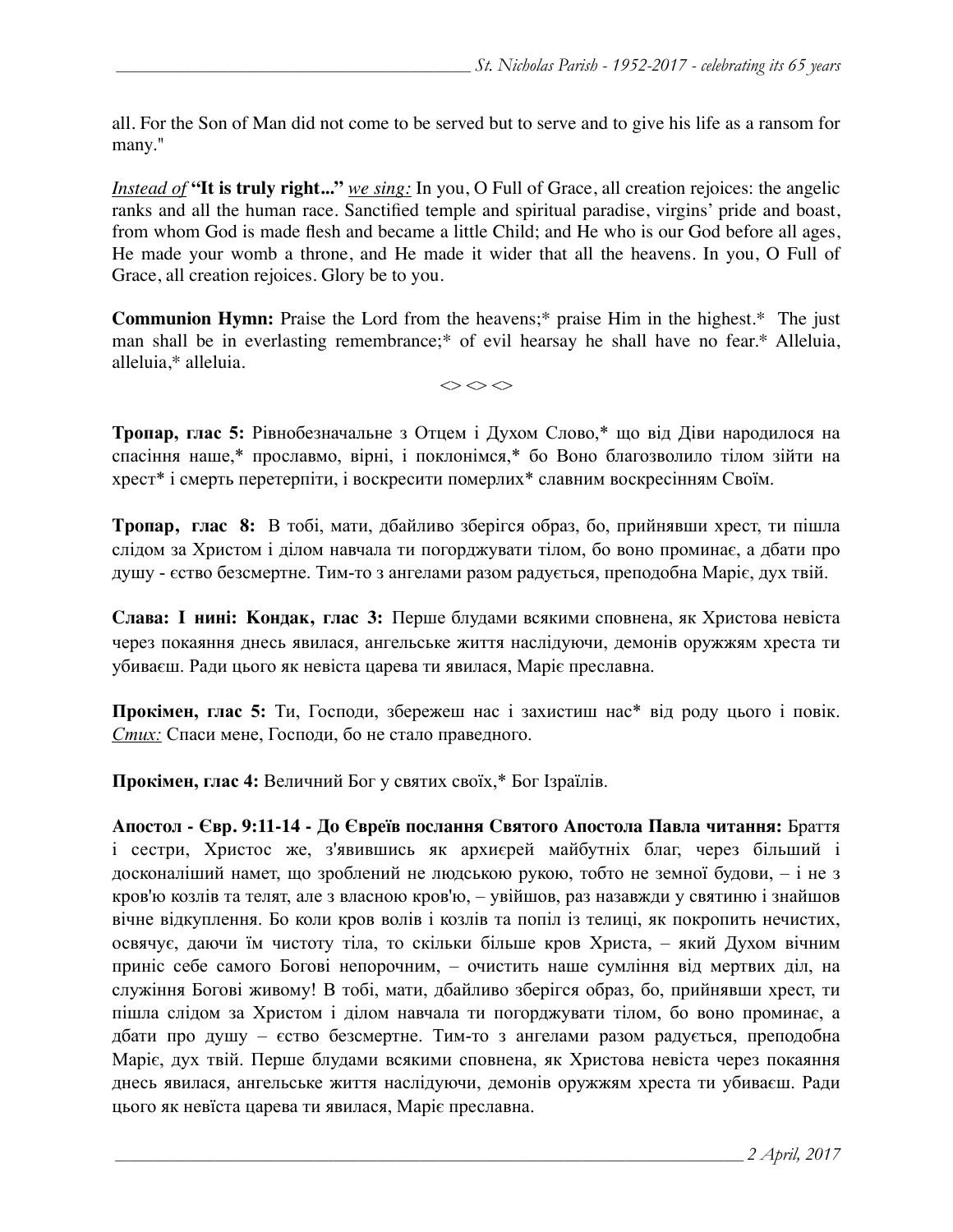all. For the Son of Man did not come to be served but to serve and to give his life as a ransom for many."

*Instead of* **"It is truly right..."** *we sing:* In you, O Full of Grace, all creation rejoices: the angelic ranks and all the human race. Sanctified temple and spiritual paradise, virgins' pride and boast, from whom God is made flesh and became a little Child; and He who is our God before all ages, He made your womb a throne, and He made it wider that all the heavens. In you, O Full of Grace, all creation rejoices. Glory be to you.

**Communion Hymn:** Praise the Lord from the heavens;* praise Him in the highest.* The just man shall be in everlasting remembrance;* of evil hearsay he shall have no fear.* Alleluia, alleluia,* alleluia.

<> <> <>

**Тропар, глас 5:** Рівнобезначальне з Отцем і Духом Слово,* що від Діви народилося на спасіння наше,* прославмо, вірні, і поклонімся,* бо Воно благозволило тілом зійти на хрест* і смерть перетерпіти, і воскресити померлих* славним воскресінням Своїм.

**Тропар, глас 8:** В тобі, мати, дбайливо зберігся образ, бо, прийнявши хрест, ти пішла слідом за Христом і ділом навчала ти погорджувати тілом, бо воно проминає, а дбати про душу - єство безсмертне. Тим-то з ангелами разом радується, преподобна Маріє, дух твій.

**Слава: І нині: Кондак, глас 3:** Перше блудами всякими сповнена, як Христова невіста через покаяння днесь явилася, ангельське життя наслідуючи, демонів оружжям хреста ти убиваєш. Ради цього як невіста царева ти явилася, Маріє преславна.

**Прокімен, глас 5:** Ти, Господи, збережеш нас і захистиш нас* від роду цього і повік. *Стих:* Спаси мене, Господи, бо не стало праведного.

**Прокімен, глас 4:** Величний Бог у святих своїх,* Бог Ізраїлів.

**Апостол - Євр. 9:11-14 - До Євреїв послання Святого Апостола Павла читання:** Браття і сестри, Христос же, з'явившись як архиєрей майбутніх благ, через більший і досконаліший намет, що зроблений не людською рукою, тобто не земної будови, – і не з кров'ю козлів та телят, але з власною кров'ю, – увійшов, раз назавжди у святиню і знайшов вічне відкуплення. Бо коли кров волів і козлів та попіл із телиці, як покропить нечистих, освячує, даючи їм чистоту тіла, то скільки більше кров Христа, – який Духом вічним приніс себе самого Богові непорочним, – очистить наше сумління від мертвих діл, на служіння Богові живому! В тобі, мати, дбайливо зберігся образ, бо, прийнявши хрест, ти пішла слідом за Христом і ділом навчала ти погорджувати тілом, бо воно проминає, а дбати про душу – єство безсмертне. Тим-то з ангелами разом радується, преподобна Маріє, дух твій. Перше блудами всякими сповнена, як Христова невіста через покаяння днесь явилася, ангельське життя наслідуючи, демонів оружжям хреста ти убиваєш. Ради цього як невіста царева ти явилася, Маріє преславна.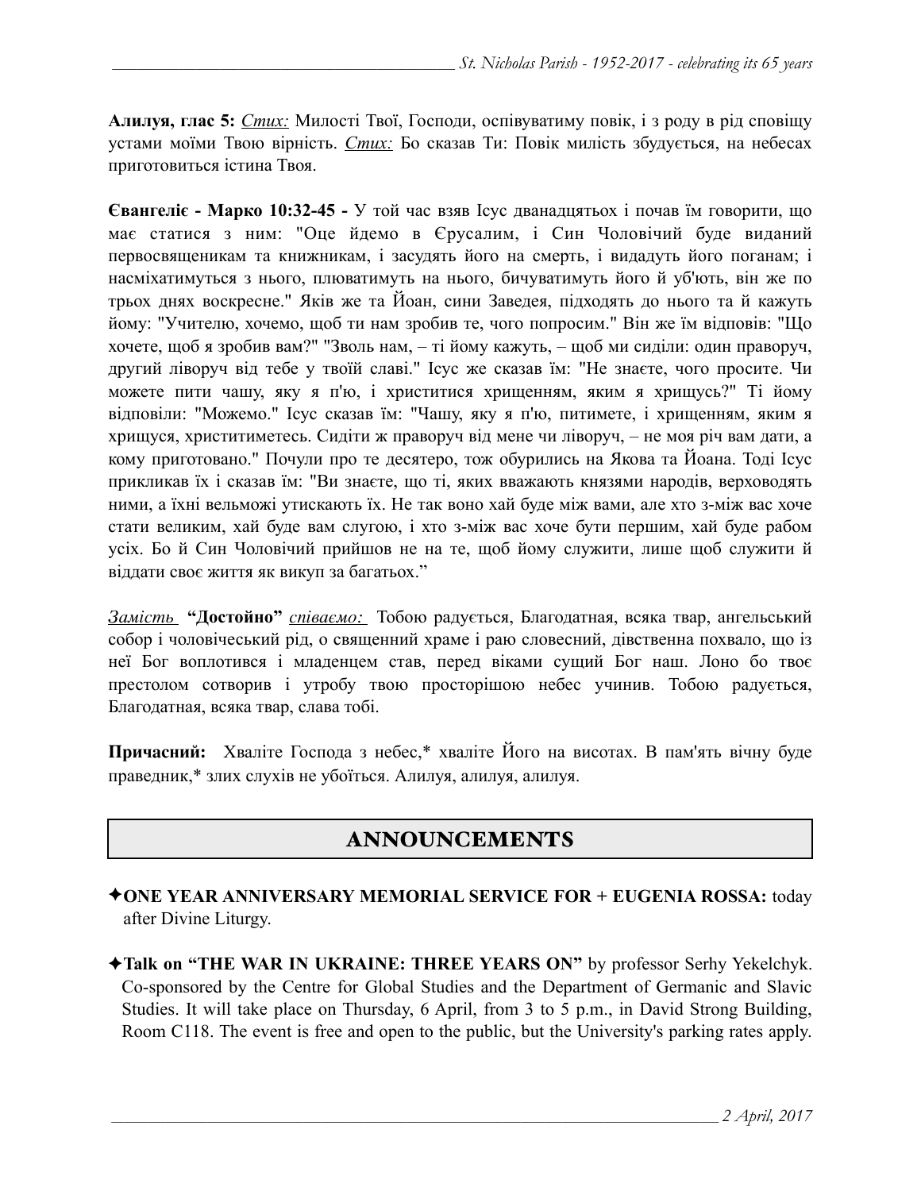**Алилуя, глас 5:** *Стих:* Милості Твої, Господи, оспівуватиму повік, і з роду в рід сповіщу устами моїми Твою вірність. *Стих:* Бо сказав Ти: Повік милість збудується, на небесах приготовиться істина Твоя.

**Євангеліє - Марко 10:32-45 -** У той час взяв Ісус дванадцятьох і почав їм говорити, що має статися з ним: "Оце йдемо в Єрусалим, і Син Чоловічий буде виданий первосвященикам та книжникам, і засудять його на смерть, і видадуть його поганам; і насміхатимуться з нього, плюватимуть на нього, бичуватимуть його й уб'ють, він же по трьох днях воскресне." Яків же та Йоан, сини Заведея, підходять до нього та й кажуть йому: "Учителю, хочемо, щоб ти нам зробив те, чого попросим." Він же їм відповів: "Що хочете, щоб я зробив вам?" "Зволь нам, – ті йому кажуть, – щоб ми сиділи: один праворуч, другий ліворуч від тебе у твоїй славі." Ісус же сказав їм: "Не знаєте, чого просите. Чи можете пити чашу, яку я п'ю, і христитися хрищенням, яким я хрищусь?" Ті йому відповіли: "Можемо." Ісус сказав їм: "Чашу, яку я п'ю, питимете, і хрищенням, яким я хрищуся, христитиметесь. Сидіти ж праворуч від мене чи ліворуч, – не моя річ вам дати, а кому приготовано." Почули про те десятеро, тож обурились на Якова та Йоана. Тоді Ісус прикликав їх і сказав їм: "Ви знаєте, що ті, яких вважають князями народів, верховодять ними, а їхні вельможі утискають їх. Не так воно хай буде між вами, але хто з-між вас хоче стати великим, хай буде вам слугою, і хто з-між вас хоче бути першим, хай буде рабом усіх. Бо й Син Чоловічий прийшов не на те, щоб йому служити, лише щоб служити й віддати своє життя як викуп за багатьох."

*Замість* **"Достойно"** *співаємо:* Тобою радується, Благодатная, всяка твар, ангельський собор і чоловічеський рід, о священний храме і раю словесний, дівственна похвало, що із неї Бог воплотився і младенцем став, перед віками сущий Бог наш. Лоно бо твоє престолом сотворив і утробу твою просторішою небес учинив. Тобою радується, Благодатная, всяка твар, слава тобі.

**Причасний:** Хваліте Господа з небес,* хваліте Його на висотах. В пам'ять вічну буде праведник,* злих слухів не убоїться. Алилуя, алилуя, алилуя.

## ANNOUNCEMENTS

✦**ONE YEAR ANNIVERSARY MEMORIAL SERVICE FOR + EUGENIA ROSSA:** today after Divine Liturgy.

✦**Talk on "THE WAR IN UKRAINE: THREE YEARS ON"** by professor Serhy Yekelchyk. Co-sponsored by the Centre for Global Studies and the Department of Germanic and Slavic Studies. It will take place on Thursday, 6 April, from 3 to 5 p.m., in David Strong Building, Room C118. The event is free and open to the public, but the University's parking rates apply.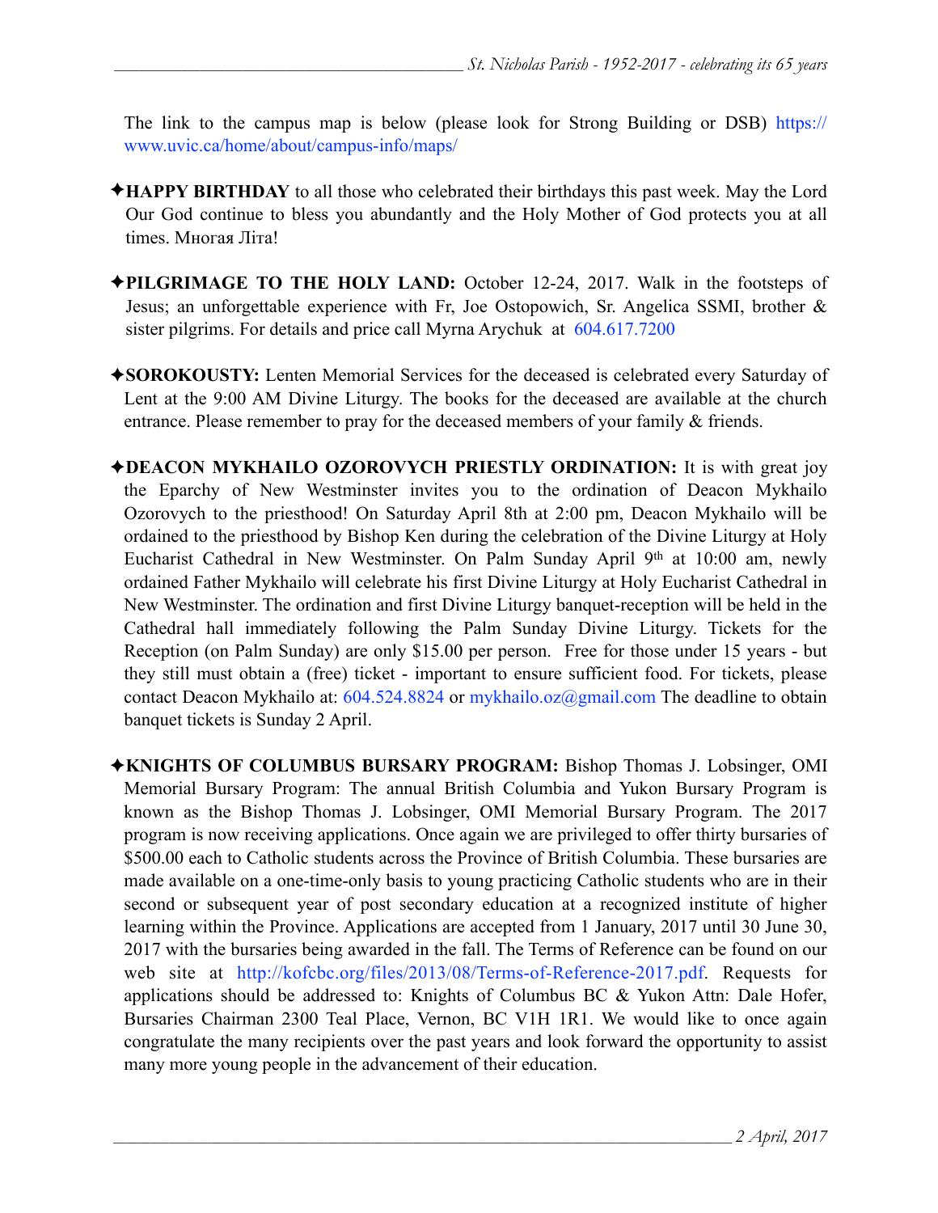The link to the campus map is below (please look for Strong Building or DSB) https://www.uvic.ca/home/about/campus-info/maps/

✦**HAPPY BIRTHDAY** to all those who celebrated their birthdays this past week. May the Lord Our God continue to bless you abundantly and the Holy Mother of God protects you at all times. Многая Літа!

✦**PILGRIMAGE TO THE HOLY LAND:** October 12-24, 2017. Walk in the footsteps of Jesus; an unforgettable experience with Fr, Joe Ostopowich, Sr. Angelica SSMI, brother & sister pilgrims. For details and price call Myrna Arychuk at 604.617.7200

✦**SOROKOUSTY:** Lenten Memorial Services for the deceased is celebrated every Saturday of Lent at the 9:00 AM Divine Liturgy. The books for the deceased are available at the church entrance. Please remember to pray for the deceased members of your family & friends.

✦**DEACON MYKHAILO OZOROVYCH PRIESTLY ORDINATION:** It is with great joy the Eparchy of New Westminster invites you to the ordination of Deacon Mykhailo Ozorovych to the priesthood! On Saturday April 8th at 2:00 pm, Deacon Mykhailo will be ordained to the priesthood by Bishop Ken during the celebration of the Divine Liturgy at Holy Eucharist Cathedral in New Westminster. On Palm Sunday April 9th at 10:00 am, newly ordained Father Mykhailo will celebrate his first Divine Liturgy at Holy Eucharist Cathedral in New Westminster. The ordination and first Divine Liturgy banquet-reception will be held in the Cathedral hall immediately following the Palm Sunday Divine Liturgy. Tickets for the Reception (on Palm Sunday) are only $15.00 per person. Free for those under 15 years - but they still must obtain a (free) ticket - important to ensure sufficient food. For tickets, please contact Deacon Mykhailo at: 604.524.8824 or mykhailo.oz@gmail.com The deadline to obtain banquet tickets is Sunday 2 April.

✦**KNIGHTS OF COLUMBUS BURSARY PROGRAM:** Bishop Thomas J. Lobsinger, OMI Memorial Bursary Program: The annual British Columbia and Yukon Bursary Program is known as the Bishop Thomas J. Lobsinger, OMI Memorial Bursary Program. The 2017 program is now receiving applications. Once again we are privileged to offer thirty bursaries of $500.00 each to Catholic students across the Province of British Columbia. These bursaries are made available on a one-time-only basis to young practicing Catholic students who are in their second or subsequent year of post secondary education at a recognized institute of higher learning within the Province. Applications are accepted from 1 January, 2017 until 30 June 30, 2017 with the bursaries being awarded in the fall. The Terms of Reference can be found on our web site at http://kofcbc.org/files/2013/08/Terms-of-Reference-2017.pdf. Requests for applications should be addressed to: Knights of Columbus BC & Yukon Attn: Dale Hofer, Bursaries Chairman 2300 Teal Place, Vernon, BC V1H 1R1. We would like to once again congratulate the many recipients over the past years and look forward the opportunity to assist many more young people in the advancement of their education.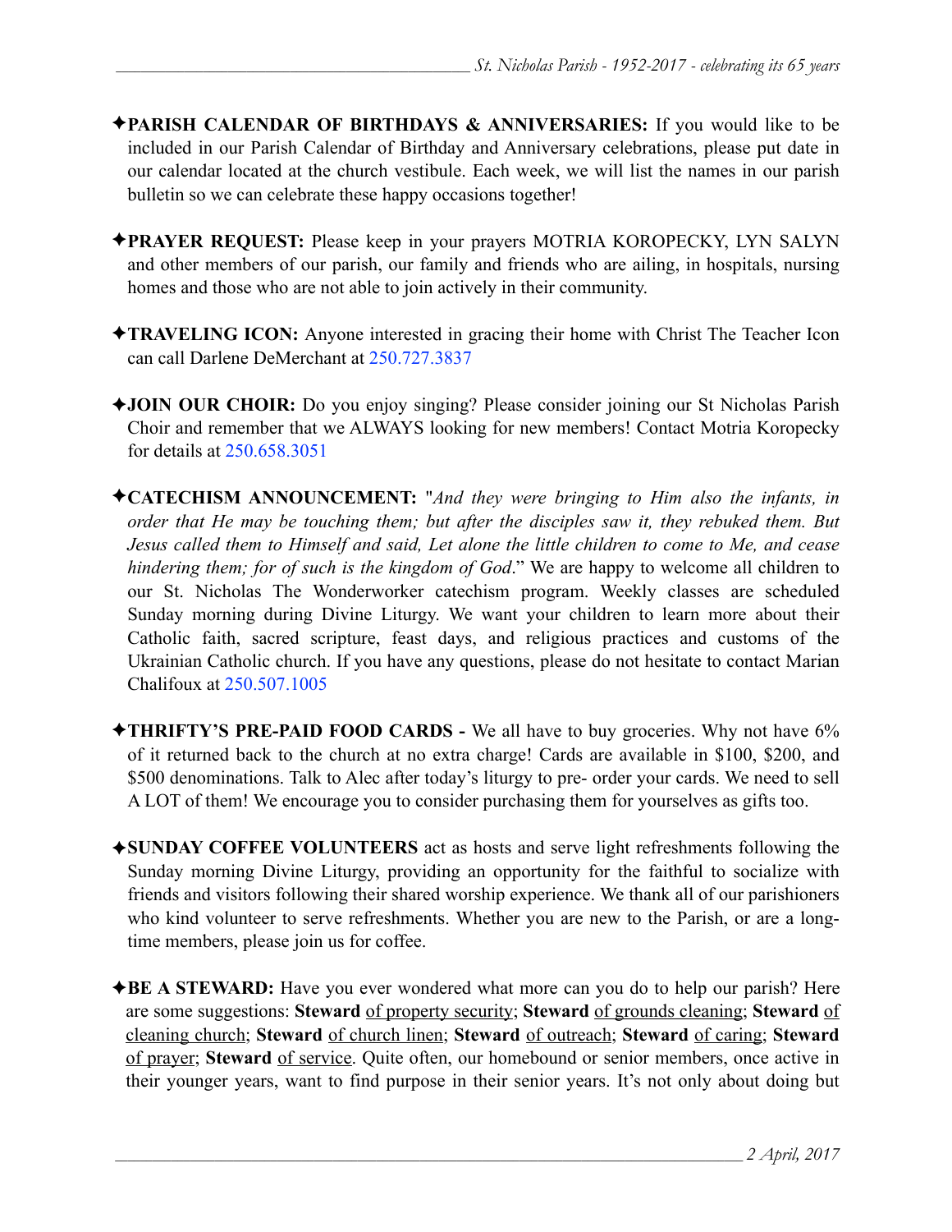✦**PARISH CALENDAR OF BIRTHDAYS & ANNIVERSARIES:** If you would like to be included in our Parish Calendar of Birthday and Anniversary celebrations, please put date in our calendar located at the church vestibule. Each week, we will list the names in our parish bulletin so we can celebrate these happy occasions together!

✦**PRAYER REQUEST:** Please keep in your prayers MOTRIA KOROPECKY, LYN SALYN and other members of our parish, our family and friends who are ailing, in hospitals, nursing homes and those who are not able to join actively in their community.

✦**TRAVELING ICON:** Anyone interested in gracing their home with Christ The Teacher Icon can call Darlene DeMerchant at 250.727.3837

✦**JOIN OUR CHOIR:** Do you enjoy singing? Please consider joining our St Nicholas Parish Choir and remember that we ALWAYS looking for new members! Contact Motria Koropecky for details at 250.658.3051

✦**CATECHISM ANNOUNCEMENT:** "*And they were bringing to Him also the infants, in order that He may be touching them; but after the disciples saw it, they rebuked them. But Jesus called them to Himself and said, Let alone the little children to come to Me, and cease hindering them; for of such is the kingdom of God*." We are happy to welcome all children to our St. Nicholas The Wonderworker catechism program. Weekly classes are scheduled Sunday morning during Divine Liturgy. We want your children to learn more about their Catholic faith, sacred scripture, feast days, and religious practices and customs of the Ukrainian Catholic church. If you have any questions, please do not hesitate to contact Marian Chalifoux at 250.507.1005

✦**THRIFTY'S PRE-PAID FOOD CARDS -** We all have to buy groceries. Why not have 6% of it returned back to the church at no extra charge! Cards are available in $100, $200, and $500 denominations. Talk to Alec after today's liturgy to pre- order your cards. We need to sell A LOT of them! We encourage you to consider purchasing them for yourselves as gifts too.

✦**SUNDAY COFFEE VOLUNTEERS** act as hosts and serve light refreshments following the Sunday morning Divine Liturgy, providing an opportunity for the faithful to socialize with friends and visitors following their shared worship experience. We thank all of our parishioners who kind volunteer to serve refreshments. Whether you are new to the Parish, or are a long-time members, please join us for coffee.

✦**BE A STEWARD:** Have you ever wondered what more can you do to help our parish? Here are some suggestions: **Steward** of property security; **Steward** of grounds cleaning; **Steward** of cleaning church; **Steward** of church linen; **Steward** of outreach; **Steward** of caring; **Steward** of prayer; **Steward** of service. Quite often, our homebound or senior members, once active in their younger years, want to find purpose in their senior years. It's not only about doing but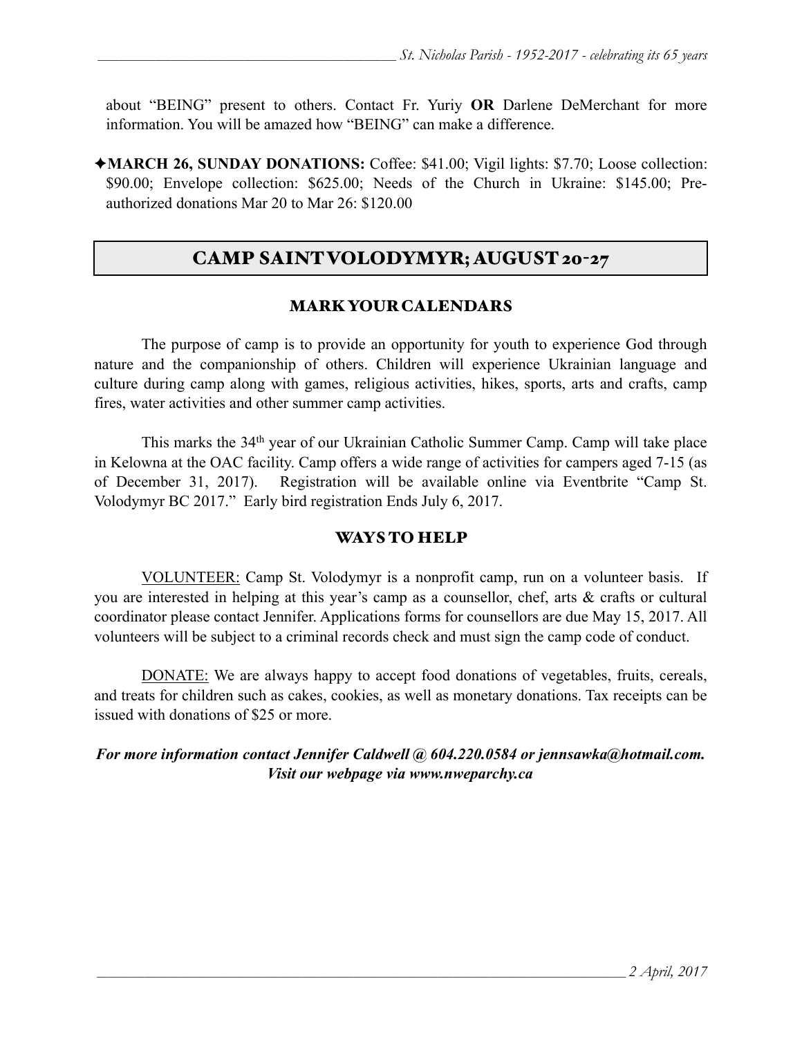about "BEING" present to others. Contact Fr. Yuriy **OR** Darlene DeMerchant for more information. You will be amazed how "BEING" can make a difference.

✦**MARCH 26, SUNDAY DONATIONS:** Coffee: $41.00; Vigil lights: $7.70; Loose collection: $90.00; Envelope collection: $625.00; Needs of the Church in Ukraine: $145.00; Pre-authorized donations Mar 20 to Mar 26: $120.00

## CAMP SAINT VOLODYMYR; AUGUST 20-27

### MARK YOUR CALENDARS

The purpose of camp is to provide an opportunity for youth to experience God through nature and the companionship of others. Children will experience Ukrainian language and culture during camp along with games, religious activities, hikes, sports, arts and crafts, camp fires, water activities and other summer camp activities.

This marks the 34th year of our Ukrainian Catholic Summer Camp. Camp will take place in Kelowna at the OAC facility. Camp offers a wide range of activities for campers aged 7-15 (as of December 31, 2017). Registration will be available online via Eventbrite "Camp St. Volodymyr BC 2017." Early bird registration Ends July 6, 2017.

### WAYS TO HELP

VOLUNTEER: Camp St. Volodymyr is a nonprofit camp, run on a volunteer basis. If you are interested in helping at this year's camp as a counsellor, chef, arts & crafts or cultural coordinator please contact Jennifer. Applications forms for counsellors are due May 15, 2017. All volunteers will be subject to a criminal records check and must sign the camp code of conduct.

DONATE: We are always happy to accept food donations of vegetables, fruits, cereals, and treats for children such as cakes, cookies, as well as monetary donations. Tax receipts can be issued with donations of $25 or more.

***For more information contact Jennifer Caldwell @ 604.220.0584 or jennsawka@hotmail.com.***
***Visit our webpage via www.nweparchy.ca***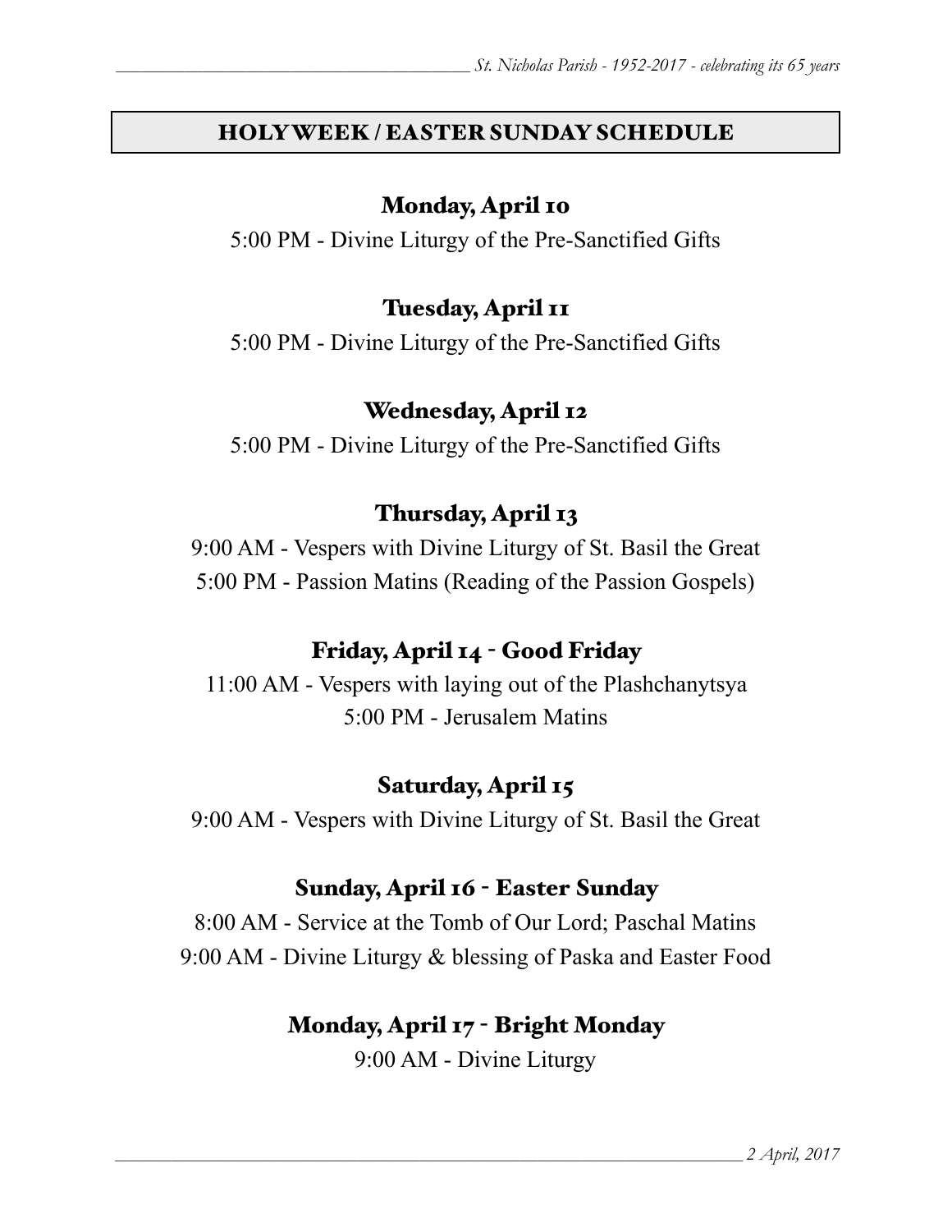## HOLY WEEK / EASTER SUNDAY SCHEDULE

### Monday, April 10

5:00 PM - Divine Liturgy of the Pre-Sanctified Gifts

### Tuesday, April 11

5:00 PM - Divine Liturgy of the Pre-Sanctified Gifts

### Wednesday, April 12

5:00 PM - Divine Liturgy of the Pre-Sanctified Gifts

### Thursday, April 13

9:00 AM - Vespers with Divine Liturgy of St. Basil the Great
5:00 PM - Passion Matins (Reading of the Passion Gospels)

### Friday, April 14 - Good Friday

11:00 AM - Vespers with laying out of the Plashchanytsya
5:00 PM - Jerusalem Matins

### Saturday, April 15

9:00 AM - Vespers with Divine Liturgy of St. Basil the Great

### Sunday, April 16 - Easter Sunday

8:00 AM - Service at the Tomb of Our Lord; Paschal Matins
9:00 AM - Divine Liturgy & blessing of Paska and Easter Food

### Monday, April 17 - Bright Monday

9:00 AM - Divine Liturgy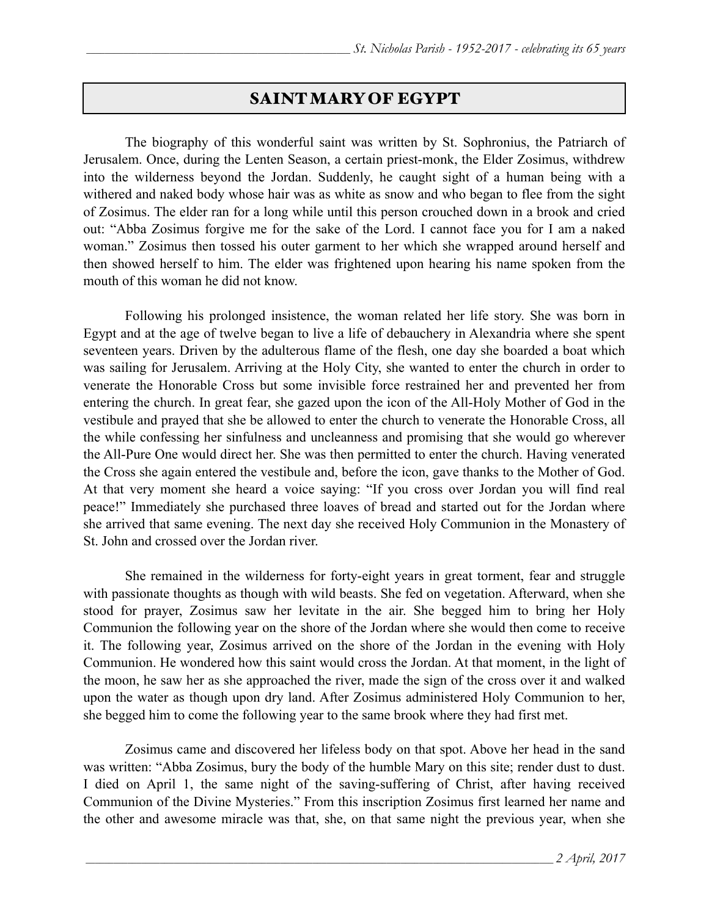# SAINT MARY OF EGYPT

The biography of this wonderful saint was written by St. Sophronius, the Patriarch of Jerusalem. Once, during the Lenten Season, a certain priest-monk, the Elder Zosimus, withdrew into the wilderness beyond the Jordan. Suddenly, he caught sight of a human being with a withered and naked body whose hair was as white as snow and who began to flee from the sight of Zosimus. The elder ran for a long while until this person crouched down in a brook and cried out: "Abba Zosimus forgive me for the sake of the Lord. I cannot face you for I am a naked woman." Zosimus then tossed his outer garment to her which she wrapped around herself and then showed herself to him. The elder was frightened upon hearing his name spoken from the mouth of this woman he did not know.

Following his prolonged insistence, the woman related her life story. She was born in Egypt and at the age of twelve began to live a life of debauchery in Alexandria where she spent seventeen years. Driven by the adulterous flame of the flesh, one day she boarded a boat which was sailing for Jerusalem. Arriving at the Holy City, she wanted to enter the church in order to venerate the Honorable Cross but some invisible force restrained her and prevented her from entering the church. In great fear, she gazed upon the icon of the All-Holy Mother of God in the vestibule and prayed that she be allowed to enter the church to venerate the Honorable Cross, all the while confessing her sinfulness and uncleanness and promising that she would go wherever the All-Pure One would direct her. She was then permitted to enter the church. Having venerated the Cross she again entered the vestibule and, before the icon, gave thanks to the Mother of God. At that very moment she heard a voice saying: "If you cross over Jordan you will find real peace!" Immediately she purchased three loaves of bread and started out for the Jordan where she arrived that same evening. The next day she received Holy Communion in the Monastery of St. John and crossed over the Jordan river.

She remained in the wilderness for forty-eight years in great torment, fear and struggle with passionate thoughts as though with wild beasts. She fed on vegetation. Afterward, when she stood for prayer, Zosimus saw her levitate in the air. She begged him to bring her Holy Communion the following year on the shore of the Jordan where she would then come to receive it. The following year, Zosimus arrived on the shore of the Jordan in the evening with Holy Communion. He wondered how this saint would cross the Jordan. At that moment, in the light of the moon, he saw her as she approached the river, made the sign of the cross over it and walked upon the water as though upon dry land. After Zosimus administered Holy Communion to her, she begged him to come the following year to the same brook where they had first met.

Zosimus came and discovered her lifeless body on that spot. Above her head in the sand was written: "Abba Zosimus, bury the body of the humble Mary on this site; render dust to dust. I died on April 1, the same night of the saving-suffering of Christ, after having received Communion of the Divine Mysteries." From this inscription Zosimus first learned her name and the other and awesome miracle was that, she, on that same night the previous year, when she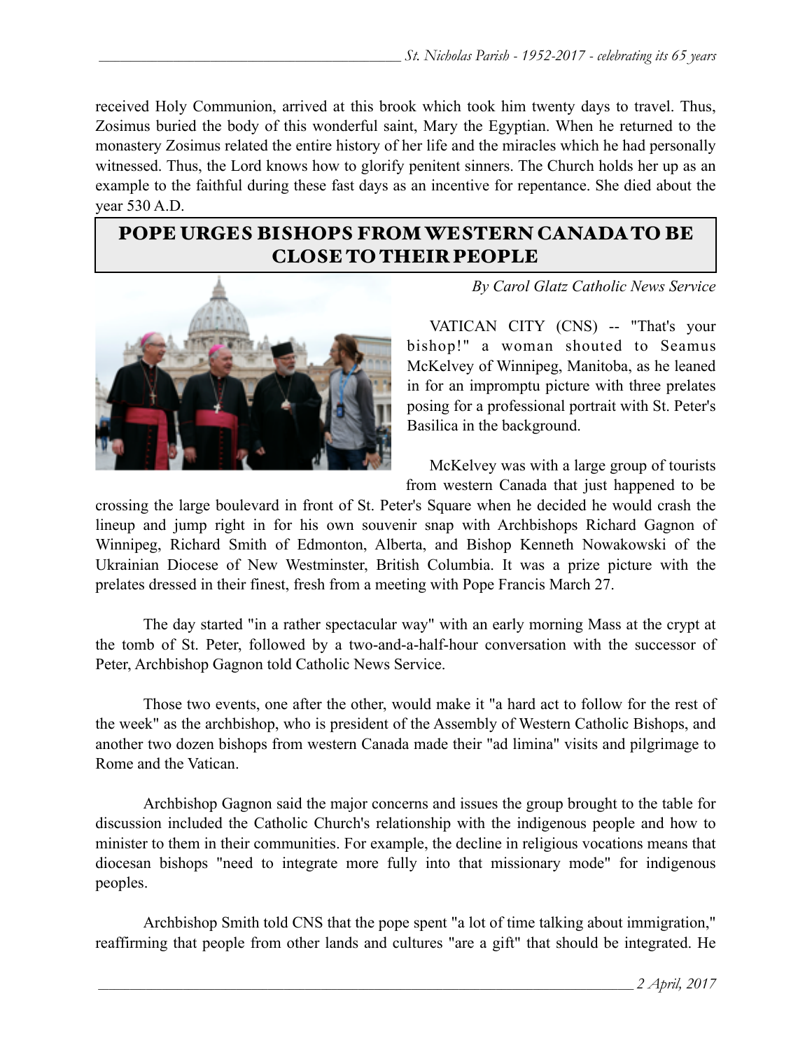received Holy Communion, arrived at this brook which took him twenty days to travel. Thus, Zosimus buried the body of this wonderful saint, Mary the Egyptian. When he returned to the monastery Zosimus related the entire history of her life and the miracles which he had personally witnessed. Thus, the Lord knows how to glorify penitent sinners. The Church holds her up as an example to the faithful during these fast days as an incentive for repentance. She died about the year 530 A.D.

## POPE URGES BISHOPS FROM WESTERN CANADA TO BE CLOSE TO THEIR PEOPLE

*By Carol Glatz Catholic News Service*

VATICAN CITY (CNS) -- "That's your bishop!" a woman shouted to Seamus McKelvey of Winnipeg, Manitoba, as he leaned in for an impromptu picture with three prelates posing for a professional portrait with St. Peter's Basilica in the background.

McKelvey was with a large group of tourists from western Canada that just happened to be crossing the large boulevard in front of St. Peter's Square when he decided he would crash the lineup and jump right in for his own souvenir snap with Archbishops Richard Gagnon of Winnipeg, Richard Smith of Edmonton, Alberta, and Bishop Kenneth Nowakowski of the Ukrainian Diocese of New Westminster, British Columbia. It was a prize picture with the prelates dressed in their finest, fresh from a meeting with Pope Francis March 27.

The day started "in a rather spectacular way" with an early morning Mass at the crypt at the tomb of St. Peter, followed by a two-and-a-half-hour conversation with the successor of Peter, Archbishop Gagnon told Catholic News Service.

Those two events, one after the other, would make it "a hard act to follow for the rest of the week" as the archbishop, who is president of the Assembly of Western Catholic Bishops, and another two dozen bishops from western Canada made their "ad limina" visits and pilgrimage to Rome and the Vatican.

Archbishop Gagnon said the major concerns and issues the group brought to the table for discussion included the Catholic Church's relationship with the indigenous people and how to minister to them in their communities. For example, the decline in religious vocations means that diocesan bishops "need to integrate more fully into that missionary mode" for indigenous peoples.

Archbishop Smith told CNS that the pope spent "a lot of time talking about immigration," reaffirming that people from other lands and cultures "are a gift" that should be integrated. He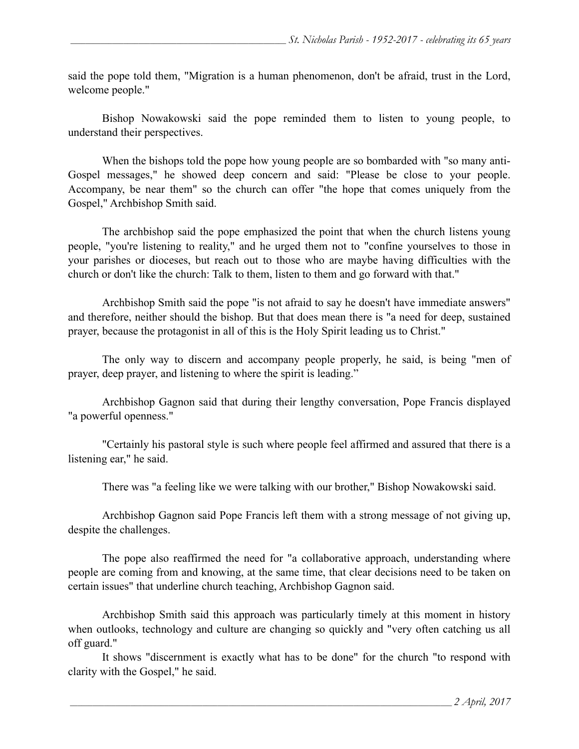said the pope told them, "Migration is a human phenomenon, don't be afraid, trust in the Lord, welcome people."

Bishop Nowakowski said the pope reminded them to listen to young people, to understand their perspectives.

When the bishops told the pope how young people are so bombarded with "so many anti-Gospel messages," he showed deep concern and said: "Please be close to your people. Accompany, be near them" so the church can offer "the hope that comes uniquely from the Gospel," Archbishop Smith said.

The archbishop said the pope emphasized the point that when the church listens young people, "you're listening to reality," and he urged them not to "confine yourselves to those in your parishes or dioceses, but reach out to those who are maybe having difficulties with the church or don't like the church: Talk to them, listen to them and go forward with that."

Archbishop Smith said the pope "is not afraid to say he doesn't have immediate answers" and therefore, neither should the bishop. But that does mean there is "a need for deep, sustained prayer, because the protagonist in all of this is the Holy Spirit leading us to Christ."

The only way to discern and accompany people properly, he said, is being "men of prayer, deep prayer, and listening to where the spirit is leading."

Archbishop Gagnon said that during their lengthy conversation, Pope Francis displayed "a powerful openness."

"Certainly his pastoral style is such where people feel affirmed and assured that there is a listening ear," he said.

There was "a feeling like we were talking with our brother," Bishop Nowakowski said.

Archbishop Gagnon said Pope Francis left them with a strong message of not giving up, despite the challenges.

The pope also reaffirmed the need for "a collaborative approach, understanding where people are coming from and knowing, at the same time, that clear decisions need to be taken on certain issues" that underline church teaching, Archbishop Gagnon said.

Archbishop Smith said this approach was particularly timely at this moment in history when outlooks, technology and culture are changing so quickly and "very often catching us all off guard."

It shows "discernment is exactly what has to be done" for the church "to respond with clarity with the Gospel," he said.